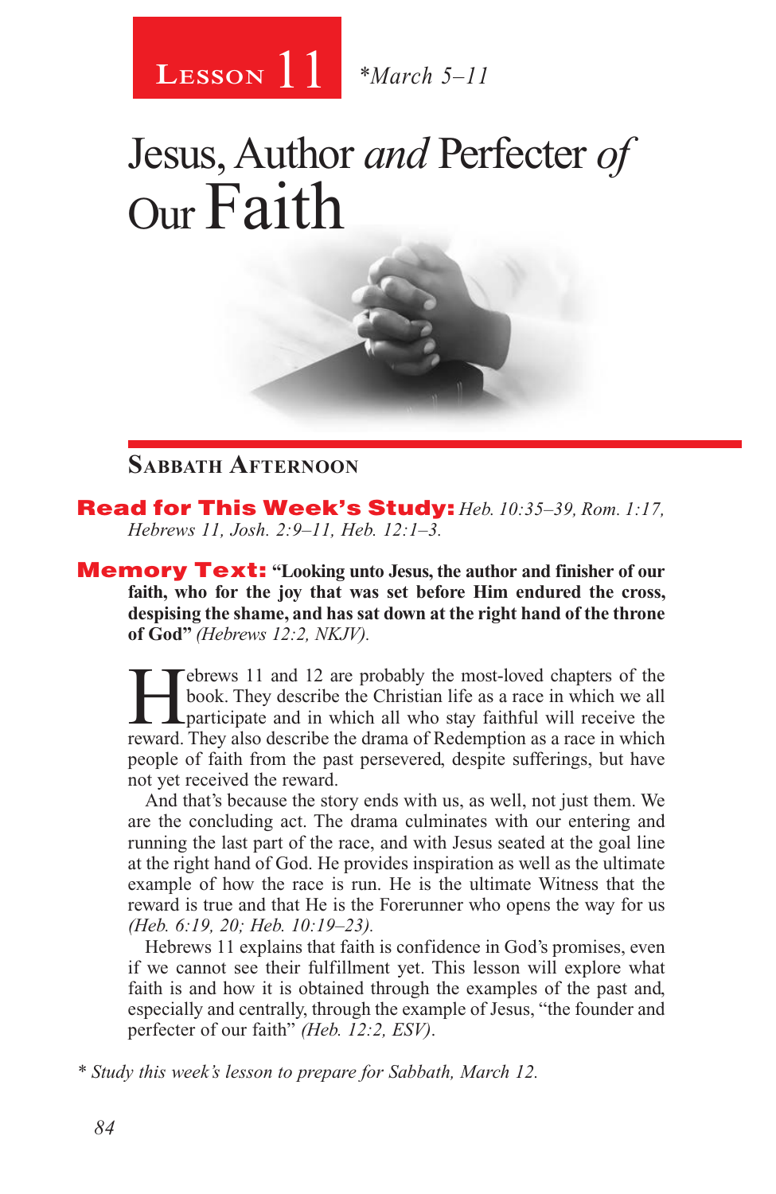Lesson 11 *March 5–11

# Jesus, Author *and* Perfecter *of* Our Faith

## Sabbath Afternoon

**Read for This Week's Study:** *Heb. 10:35–39, Rom. 1:17, Hebrews 11, Josh. 2:9–11, Heb. 12:1–3.*

**Memory Text:** **"Looking unto Jesus, the author and finisher of our faith, who for the joy that was set before Him endured the cross, despising the shame, and has sat down at the right hand of the throne of God"** *(Hebrews 12:2, NKJV).*

Hebrews 11 and 12 are probably the most-loved chapters of the book. They describe the Christian life as a race in which we all participate and in which all who stay faithful will receive the reward. They also describe the drama of Redemption as a race in which people of faith from the past persevered, despite sufferings, but have not yet received the reward.

And that's because the story ends with us, as well, not just them. We are the concluding act. The drama culminates with our entering and running the last part of the race, and with Jesus seated at the goal line at the right hand of God. He provides inspiration as well as the ultimate example of how the race is run. He is the ultimate Witness that the reward is true and that He is the Forerunner who opens the way for us *(Heb. 6:19, 20; Heb. 10:19–23).*

Hebrews 11 explains that faith is confidence in God's promises, even if we cannot see their fulfillment yet. This lesson will explore what faith is and how it is obtained through the examples of the past and, especially and centrally, through the example of Jesus, "the founder and perfecter of our faith" *(Heb. 12:2, ESV).*

* *Study this week's lesson to prepare for Sabbath, March 12.*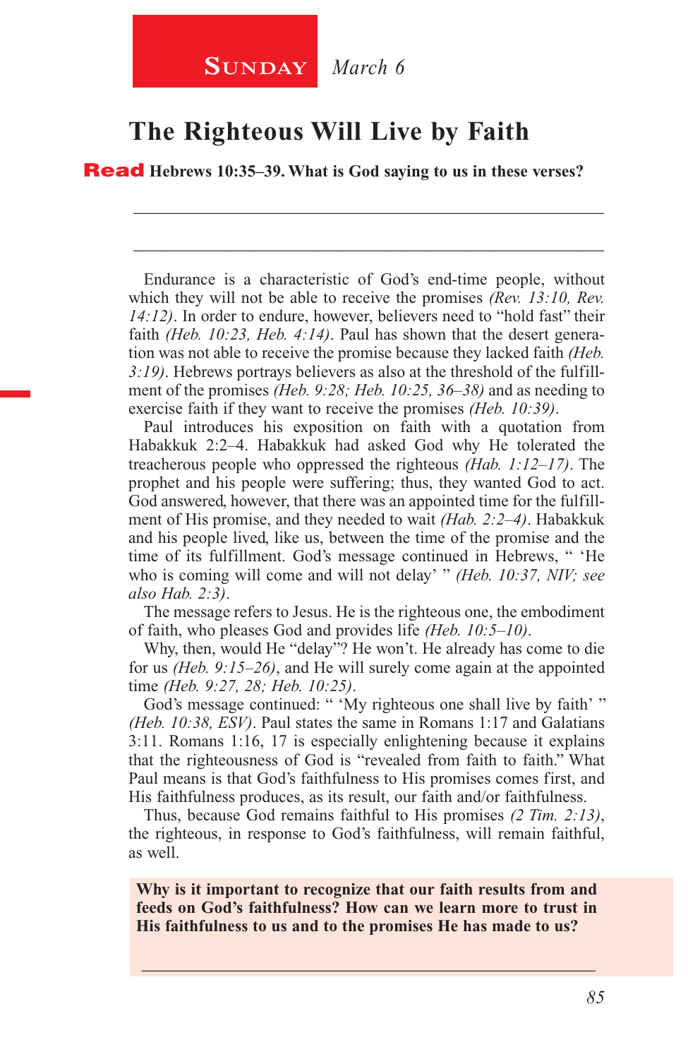**SUNDAY** *March 6*

# The Righteous Will Live by Faith

**Read Hebrews 10:35–39. What is God saying to us in these verses?**

_____________________________________________________________

_____________________________________________________________

Endurance is a characteristic of God's end-time people, without which they will not be able to receive the promises *(Rev. 13:10, Rev. 14:12)*. In order to endure, however, believers need to "hold fast" their faith *(Heb. 10:23, Heb. 4:14)*. Paul has shown that the desert generation was not able to receive the promise because they lacked faith *(Heb. 3:19)*. Hebrews portrays believers as also at the threshold of the fulfillment of the promises *(Heb. 9:28; Heb. 10:25, 36–38)* and as needing to exercise faith if they want to receive the promises *(Heb. 10:39)*.

Paul introduces his exposition on faith with a quotation from Habakkuk 2:2–4. Habakkuk had asked God why He tolerated the treacherous people who oppressed the righteous *(Hab. 1:12–17)*. The prophet and his people were suffering; thus, they wanted God to act. God answered, however, that there was an appointed time for the fulfillment of His promise, and they needed to wait *(Hab. 2:2–4)*. Habakkuk and his people lived, like us, between the time of the promise and the time of its fulfillment. God's message continued in Hebrews, " 'He who is coming will come and will not delay' " *(Heb. 10:37, NIV; see also Hab. 2:3)*.

The message refers to Jesus. He is the righteous one, the embodiment of faith, who pleases God and provides life *(Heb. 10:5–10)*.

Why, then, would He "delay"? He won't. He already has come to die for us *(Heb. 9:15–26)*, and He will surely come again at the appointed time *(Heb. 9:27, 28; Heb. 10:25)*.

God's message continued: " 'My righteous one shall live by faith' " *(Heb. 10:38, ESV)*. Paul states the same in Romans 1:17 and Galatians 3:11. Romans 1:16, 17 is especially enlightening because it explains that the righteousness of God is "revealed from faith to faith." What Paul means is that God's faithfulness to His promises comes first, and His faithfulness produces, as its result, our faith and/or faithfulness.

Thus, because God remains faithful to His promises *(2 Tim. 2:13)*, the righteous, in response to God's faithfulness, will remain faithful, as well.

**Why is it important to recognize that our faith results from and feeds on God's faithfulness? How can we learn more to trust in His faithfulness to us and to the promises He has made to us?**

_____________________________________________________________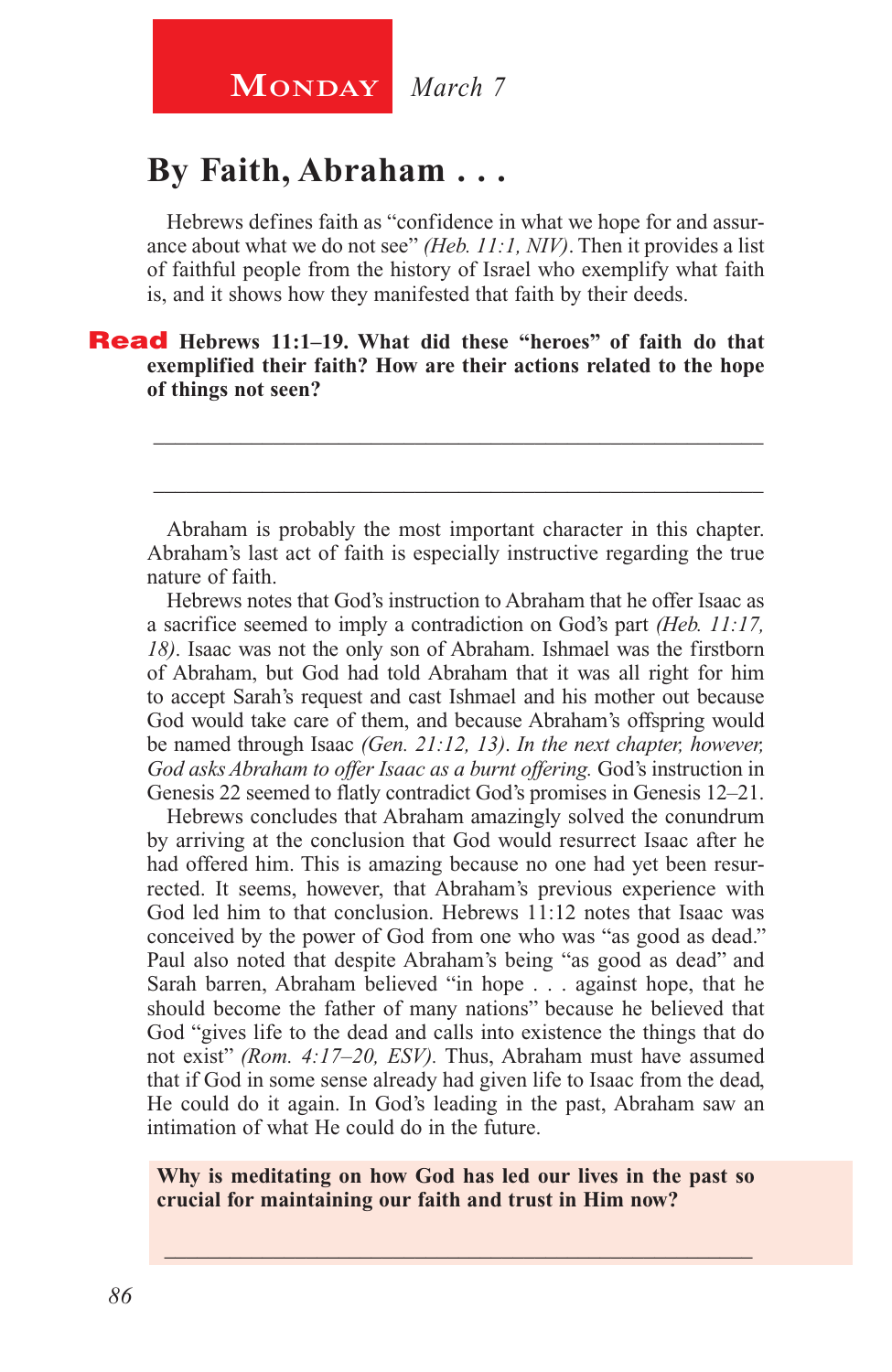**MONDAY** *March 7*

# By Faith, Abraham . . .

Hebrews defines faith as "confidence in what we hope for and assurance about what we do not see" *(Heb. 11:1, NIV)*. Then it provides a list of faithful people from the history of Israel who exemplify what faith is, and it shows how they manifested that faith by their deeds.

**Read Hebrews 11:1–19. What did these "heroes" of faith do that exemplified their faith? How are their actions related to the hope of things not seen?**

_______________________________________________________________

_______________________________________________________________

Abraham is probably the most important character in this chapter. Abraham's last act of faith is especially instructive regarding the true nature of faith.

Hebrews notes that God's instruction to Abraham that he offer Isaac as a sacrifice seemed to imply a contradiction on God's part *(Heb. 11:17, 18)*. Isaac was not the only son of Abraham. Ishmael was the firstborn of Abraham, but God had told Abraham that it was all right for him to accept Sarah's request and cast Ishmael and his mother out because God would take care of them, and because Abraham's offspring would be named through Isaac *(Gen. 21:12, 13)*. *In the next chapter, however, God asks Abraham to offer Isaac as a burnt offering.* God's instruction in Genesis 22 seemed to flatly contradict God's promises in Genesis 12–21.

Hebrews concludes that Abraham amazingly solved the conundrum by arriving at the conclusion that God would resurrect Isaac after he had offered him. This is amazing because no one had yet been resurrected. It seems, however, that Abraham's previous experience with God led him to that conclusion. Hebrews 11:12 notes that Isaac was conceived by the power of God from one who was "as good as dead." Paul also noted that despite Abraham's being "as good as dead" and Sarah barren, Abraham believed "in hope . . . against hope, that he should become the father of many nations" because he believed that God "gives life to the dead and calls into existence the things that do not exist" *(Rom. 4:17–20, ESV)*. Thus, Abraham must have assumed that if God in some sense already had given life to Isaac from the dead, He could do it again. In God's leading in the past, Abraham saw an intimation of what He could do in the future.

**Why is meditating on how God has led our lives in the past so crucial for maintaining our faith and trust in Him now?**

_______________________________________________________________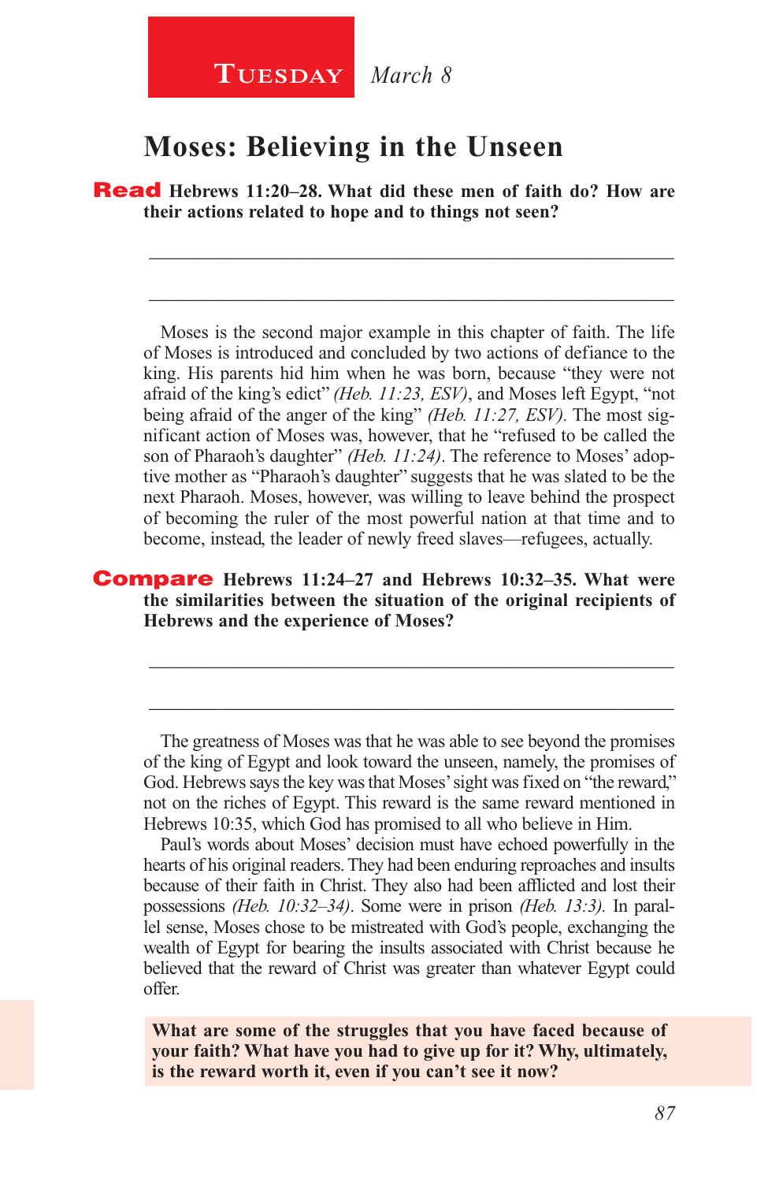**Tuesday** *March 8*

# Moses: Believing in the Unseen

**Read Hebrews 11:20–28. What did these men of faith do? How are their actions related to hope and to things not seen?**

_______________________________________________

_______________________________________________

Moses is the second major example in this chapter of faith. The life of Moses is introduced and concluded by two actions of defiance to the king. His parents hid him when he was born, because “they were not afraid of the king’s edict” *(Heb. 11:23, ESV)*, and Moses left Egypt, “not being afraid of the anger of the king” *(Heb. 11:27, ESV)*. The most significant action of Moses was, however, that he “refused to be called the son of Pharaoh’s daughter” *(Heb. 11:24)*. The reference to Moses’ adoptive mother as “Pharaoh’s daughter” suggests that he was slated to be the next Pharaoh. Moses, however, was willing to leave behind the prospect of becoming the ruler of the most powerful nation at that time and to become, instead, the leader of newly freed slaves—refugees, actually.

**Compare Hebrews 11:24–27 and Hebrews 10:32–35. What were the similarities between the situation of the original recipients of Hebrews and the experience of Moses?**

_______________________________________________

_______________________________________________

The greatness of Moses was that he was able to see beyond the promises of the king of Egypt and look toward the unseen, namely, the promises of God. Hebrews says the key was that Moses’ sight was fixed on “the reward,” not on the riches of Egypt. This reward is the same reward mentioned in Hebrews 10:35, which God has promised to all who believe in Him.

Paul’s words about Moses’ decision must have echoed powerfully in the hearts of his original readers. They had been enduring reproaches and insults because of their faith in Christ. They also had been afflicted and lost their possessions *(Heb. 10:32–34)*. Some were in prison *(Heb. 13:3)*. In parallel sense, Moses chose to be mistreated with God’s people, exchanging the wealth of Egypt for bearing the insults associated with Christ because he believed that the reward of Christ was greater than whatever Egypt could offer.

**What are some of the struggles that you have faced because of your faith? What have you had to give up for it? Why, ultimately, is the reward worth it, even if you can’t see it now?**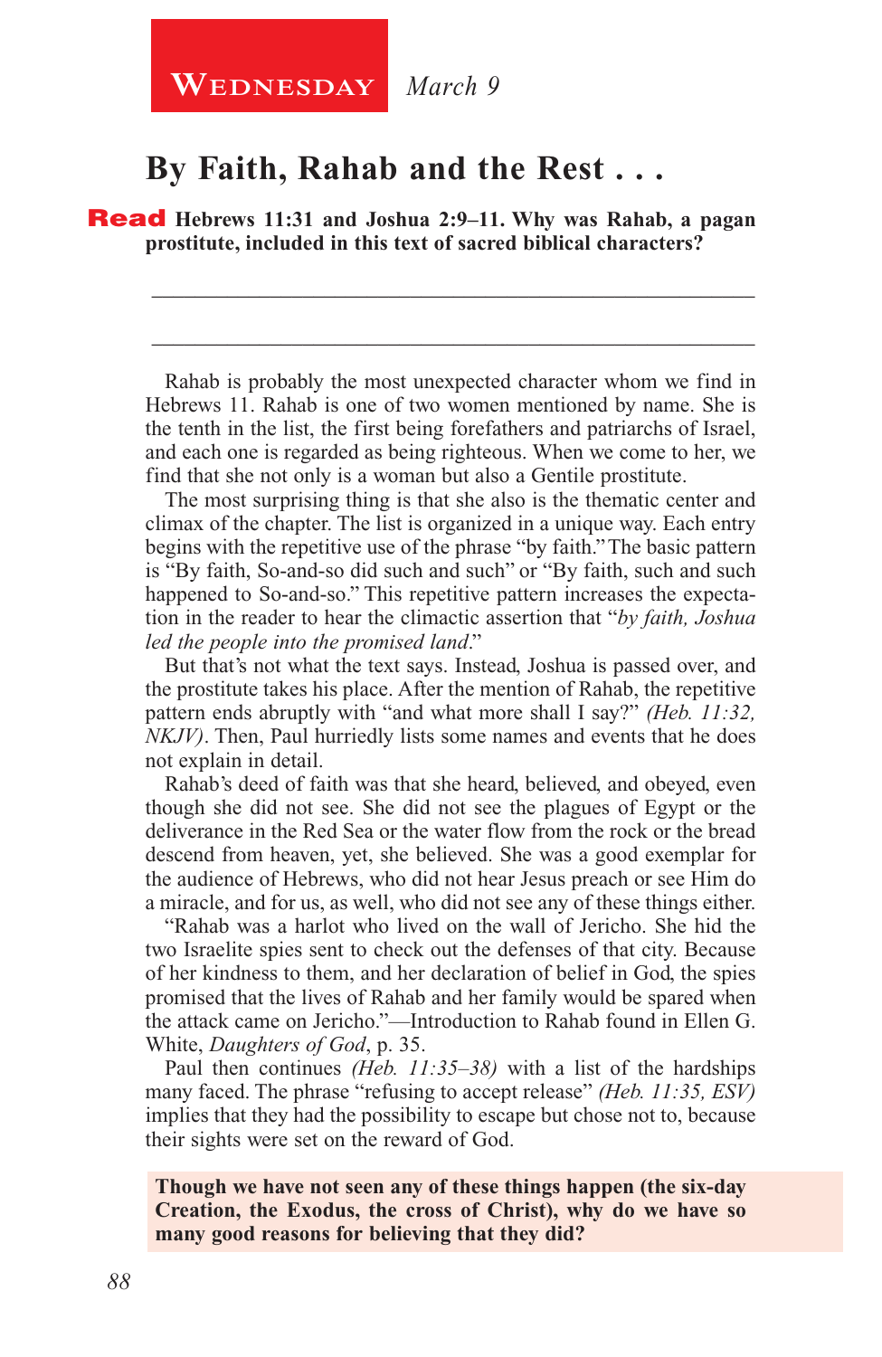**Wednesday** *March 9*

## By Faith, Rahab and the Rest . . .

**Read Hebrews 11:31 and Joshua 2:9–11. Why was Rahab, a pagan prostitute, included in this text of sacred biblical characters?**

\_\_\_\_\_\_\_\_\_\_\_\_\_\_\_\_\_\_\_\_\_\_\_\_\_\_\_\_\_\_\_\_\_\_\_\_\_\_\_\_\_\_\_\_\_\_\_\_\_\_\_\_\_\_\_\_

\_\_\_\_\_\_\_\_\_\_\_\_\_\_\_\_\_\_\_\_\_\_\_\_\_\_\_\_\_\_\_\_\_\_\_\_\_\_\_\_\_\_\_\_\_\_\_\_\_\_\_\_\_\_\_\_

Rahab is probably the most unexpected character whom we find in Hebrews 11. Rahab is one of two women mentioned by name. She is the tenth in the list, the first being forefathers and patriarchs of Israel, and each one is regarded as being righteous. When we come to her, we find that she not only is a woman but also a Gentile prostitute.

The most surprising thing is that she also is the thematic center and climax of the chapter. The list is organized in a unique way. Each entry begins with the repetitive use of the phrase "by faith." The basic pattern is "By faith, So-and-so did such and such" or "By faith, such and such happened to So-and-so." This repetitive pattern increases the expectation in the reader to hear the climactic assertion that "*by faith, Joshua led the people into the promised land*."

But that's not what the text says. Instead, Joshua is passed over, and the prostitute takes his place. After the mention of Rahab, the repetitive pattern ends abruptly with "and what more shall I say?" *(Heb. 11:32, NKJV)*. Then, Paul hurriedly lists some names and events that he does not explain in detail.

Rahab's deed of faith was that she heard, believed, and obeyed, even though she did not see. She did not see the plagues of Egypt or the deliverance in the Red Sea or the water flow from the rock or the bread descend from heaven, yet, she believed. She was a good exemplar for the audience of Hebrews, who did not hear Jesus preach or see Him do a miracle, and for us, as well, who did not see any of these things either.

"Rahab was a harlot who lived on the wall of Jericho. She hid the two Israelite spies sent to check out the defenses of that city. Because of her kindness to them, and her declaration of belief in God, the spies promised that the lives of Rahab and her family would be spared when the attack came on Jericho."—Introduction to Rahab found in Ellen G. White, *Daughters of God*, p. 35.

Paul then continues *(Heb. 11:35–38)* with a list of the hardships many faced. The phrase "refusing to accept release" *(Heb. 11:35, ESV)* implies that they had the possibility to escape but chose not to, because their sights were set on the reward of God.

**Though we have not seen any of these things happen (the six-day Creation, the Exodus, the cross of Christ), why do we have so many good reasons for believing that they did?**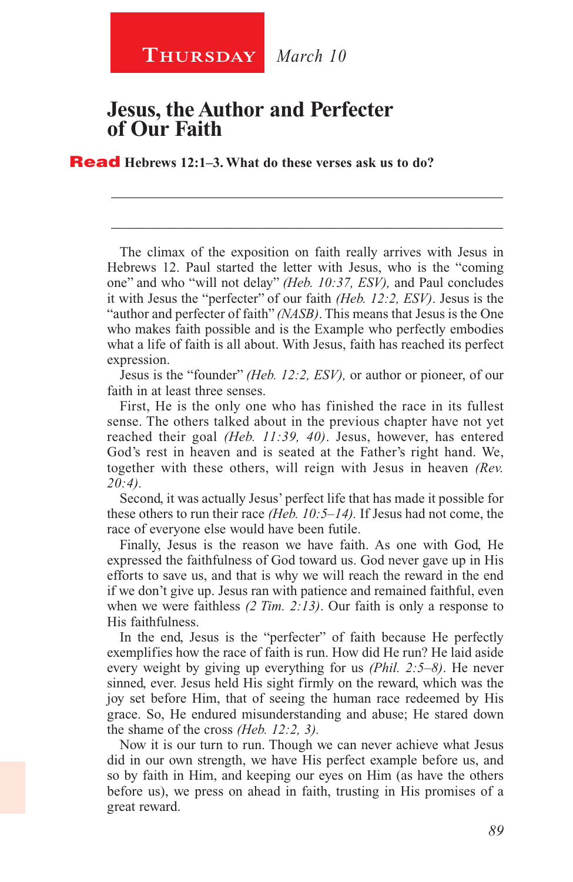**Thursday** *March 10*

## Jesus, the Author and Perfecter of Our Faith

**Read Hebrews 12:1–3. What do these verses ask us to do?**

_______________________________________________________

_______________________________________________________

The climax of the exposition on faith really arrives with Jesus in Hebrews 12. Paul started the letter with Jesus, who is the "coming one" and who "will not delay" *(Heb. 10:37, ESV),* and Paul concludes it with Jesus the "perfecter" of our faith *(Heb. 12:2, ESV)*. Jesus is the "author and perfecter of faith" *(NASB)*. This means that Jesus is the One who makes faith possible and is the Example who perfectly embodies what a life of faith is all about. With Jesus, faith has reached its perfect expression.

Jesus is the "founder" *(Heb. 12:2, ESV),* or author or pioneer, of our faith in at least three senses.

First, He is the only one who has finished the race in its fullest sense. The others talked about in the previous chapter have not yet reached their goal *(Heb. 11:39, 40)*. Jesus, however, has entered God's rest in heaven and is seated at the Father's right hand. We, together with these others, will reign with Jesus in heaven *(Rev. 20:4)*.

Second, it was actually Jesus' perfect life that has made it possible for these others to run their race *(Heb. 10:5–14)*. If Jesus had not come, the race of everyone else would have been futile.

Finally, Jesus is the reason we have faith. As one with God, He expressed the faithfulness of God toward us. God never gave up in His efforts to save us, and that is why we will reach the reward in the end if we don't give up. Jesus ran with patience and remained faithful, even when we were faithless *(2 Tim. 2:13)*. Our faith is only a response to His faithfulness.

In the end, Jesus is the "perfecter" of faith because He perfectly exemplifies how the race of faith is run. How did He run? He laid aside every weight by giving up everything for us *(Phil. 2:5–8)*. He never sinned, ever. Jesus held His sight firmly on the reward, which was the joy set before Him, that of seeing the human race redeemed by His grace. So, He endured misunderstanding and abuse; He stared down the shame of the cross *(Heb. 12:2, 3)*.

Now it is our turn to run. Though we can never achieve what Jesus did in our own strength, we have His perfect example before us, and so by faith in Him, and keeping our eyes on Him (as have the others before us), we press on ahead in faith, trusting in His promises of a great reward.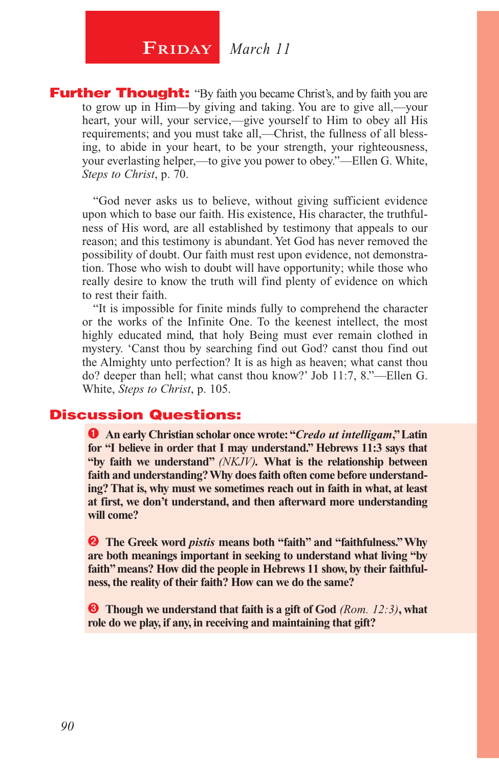# Friday *March 11*

**Further Thought:** "By faith you became Christ's, and by faith you are to grow up in Him—by giving and taking. You are to give all,—your heart, your will, your service,—give yourself to Him to obey all His requirements; and you must take all,—Christ, the fullness of all blessing, to abide in your heart, to be your strength, your righteousness, your everlasting helper,—to give you power to obey."—Ellen G. White, *Steps to Christ*, p. 70.

"God never asks us to believe, without giving sufficient evidence upon which to base our faith. His existence, His character, the truthfulness of His word, are all established by testimony that appeals to our reason; and this testimony is abundant. Yet God has never removed the possibility of doubt. Our faith must rest upon evidence, not demonstration. Those who wish to doubt will have opportunity; while those who really desire to know the truth will find plenty of evidence on which to rest their faith.

"It is impossible for finite minds fully to comprehend the character or the works of the Infinite One. To the keenest intellect, the most highly educated mind, that holy Being must ever remain clothed in mystery. 'Canst thou by searching find out God? canst thou find out the Almighty unto perfection? It is as high as heaven; what canst thou do? deeper than hell; what canst thou know?' Job 11:7, 8."—Ellen G. White, *Steps to Christ*, p. 105.

## Discussion Questions:

1. **An early Christian scholar once wrote: "*Credo ut intelligam*," Latin for "I believe in order that I may understand." Hebrews 11:3 says that "by faith we understand"** *(NKJV)***. What is the relationship between faith and understanding? Why does faith often come before understanding? That is, why must we sometimes reach out in faith in what, at least at first, we don't understand, and then afterward more understanding will come?**

2. **The Greek word *pistis* means both "faith" and "faithfulness." Why are both meanings important in seeking to understand what living "by faith" means? How did the people in Hebrews 11 show, by their faithfulness, the reality of their faith? How can we do the same?**

3. **Though we understand that faith is a gift of God** *(Rom. 12:3)***, what role do we play, if any, in receiving and maintaining that gift?**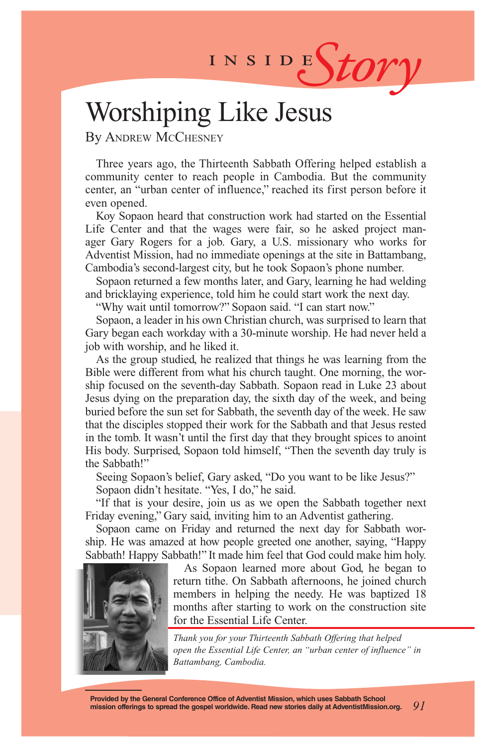INSIDE *Story*

# Worshiping Like Jesus

By Andrew McChesney

Three years ago, the Thirteenth Sabbath Offering helped establish a community center to reach people in Cambodia. But the community center, an "urban center of influence," reached its first person before it even opened.

Koy Sopaon heard that construction work had started on the Essential Life Center and that the wages were fair, so he asked project manager Gary Rogers for a job. Gary, a U.S. missionary who works for Adventist Mission, had no immediate openings at the site in Battambang, Cambodia's second-largest city, but he took Sopaon's phone number.

Sopaon returned a few months later, and Gary, learning he had welding and bricklaying experience, told him he could start work the next day.

"Why wait until tomorrow?" Sopaon said. "I can start now."

Sopaon, a leader in his own Christian church, was surprised to learn that Gary began each workday with a 30-minute worship. He had never held a job with worship, and he liked it.

As the group studied, he realized that things he was learning from the Bible were different from what his church taught. One morning, the worship focused on the seventh-day Sabbath. Sopaon read in Luke 23 about Jesus dying on the preparation day, the sixth day of the week, and being buried before the sun set for Sabbath, the seventh day of the week. He saw that the disciples stopped their work for the Sabbath and that Jesus rested in the tomb. It wasn't until the first day that they brought spices to anoint His body. Surprised, Sopaon told himself, "Then the seventh day truly is the Sabbath!"

Seeing Sopaon's belief, Gary asked, "Do you want to be like Jesus?"

Sopaon didn't hesitate. "Yes, I do," he said.

"If that is your desire, join us as we open the Sabbath together next Friday evening," Gary said, inviting him to an Adventist gathering.

Sopaon came on Friday and returned the next day for Sabbath worship. He was amazed at how people greeted one another, saying, "Happy Sabbath! Happy Sabbath!" It made him feel that God could make him holy.

As Sopaon learned more about God, he began to return tithe. On Sabbath afternoons, he joined church members in helping the needy. He was baptized 18 months after starting to work on the construction site for the Essential Life Center.

*Thank you for your Thirteenth Sabbath Offering that helped open the Essential Life Center, an "urban center of influence" in Battambang, Cambodia.*

**Provided by the General Conference Office of Adventist Mission, which uses Sabbath School mission offerings to spread the gospel worldwide. Read new stories daily at AdventistMission.org.**